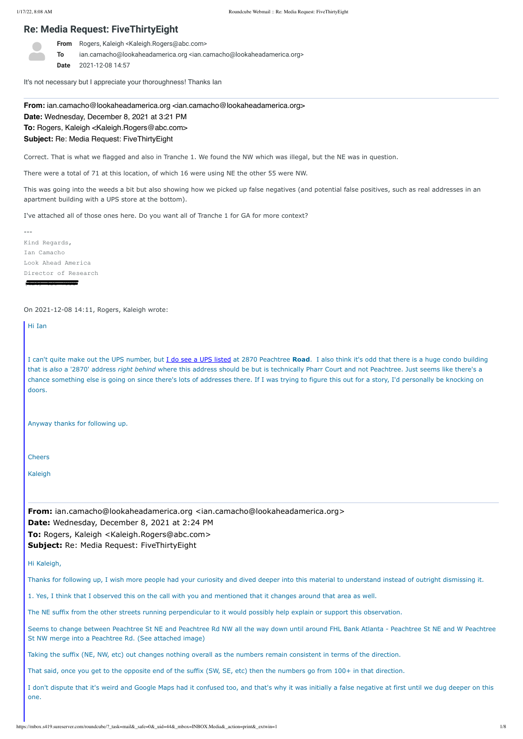# Re: Media Request: FiveThirtyEight

**From** Rogers, Kaleigh <Kaleigh.Rogers@abc.com>
**To** ian.camacho@lookaheadamerica.org <ian.camacho@lookaheadamerica.org>
**Date** 2021-12-08 14:57

It's not necessary but I appreciate your thoroughness! Thanks Ian

---

**From:** ian.camacho@lookaheadamerica.org <ian.camacho@lookaheadamerica.org>
**Date:** Wednesday, December 8, 2021 at 3:21 PM
**To:** Rogers, Kaleigh <Kaleigh.Rogers@abc.com>
**Subject:** Re: Media Request: FiveThirtyEight

Correct. That is what we flagged and also in Tranche 1. We found the NW which was illegal, but the NE was in question.

There were a total of 71 at this location, of which 16 were using NE the other 55 were NW.

This was going into the weeds a bit but also showing how we picked up false negatives (and potential false positives, such as real addresses in an apartment building with a UPS store at the bottom).

I've attached all of those ones here. Do you want all of Tranche 1 for GA for more context?

```
---
Kind Regards,
Ian Camacho
Look Ahead America
Director of Research
```

On 2021-12-08 14:11, Rogers, Kaleigh wrote:

> Hi Ian
>
> I can't quite make out the UPS number, but I do see a UPS listed at 2870 Peachtree **Road**. I also think it's odd that there is a huge condo building that is *also* a '2870' address *right behind* where this address should be but is technically Pharr Court and not Peachtree. Just seems like there's a chance something else is going on since there's lots of addresses there. If I was trying to figure this out for a story, I'd personally be knocking on doors.
>
> Anyway thanks for following up.
>
> Cheers
>
> Kaleigh
>
> ---
>
> **From:** ian.camacho@lookaheadamerica.org <ian.camacho@lookaheadamerica.org>
> **Date:** Wednesday, December 8, 2021 at 2:24 PM
> **To:** Rogers, Kaleigh <Kaleigh.Rogers@abc.com>
> **Subject:** Re: Media Request: FiveThirtyEight
>
> Hi Kaleigh,
>
> Thanks for following up, I wish more people had your curiosity and dived deeper into this material to understand instead of outright dismissing it.
>
> 1. Yes, I think that I observed this on the call with you and mentioned that it changes around that area as well.
>
> The NE suffix from the other streets running perpendicular to it would possibly help explain or support this observation.
>
> Seems to change between Peachtree St NE and Peachtree Rd NW all the way down until around FHL Bank Atlanta - Peachtree St NE and W Peachtree St NW merge into a Peachtree Rd. (See attached image)
>
> Taking the suffix (NE, NW, etc) out changes nothing overall as the numbers remain consistent in terms of the direction.
>
> That said, once you get to the opposite end of the suffix (SW, SE, etc) then the numbers go from 100+ in that direction.
>
> I don't dispute that it's weird and Google Maps had it confused too, and that's why it was initially a false negative at first until we dug deeper on this one.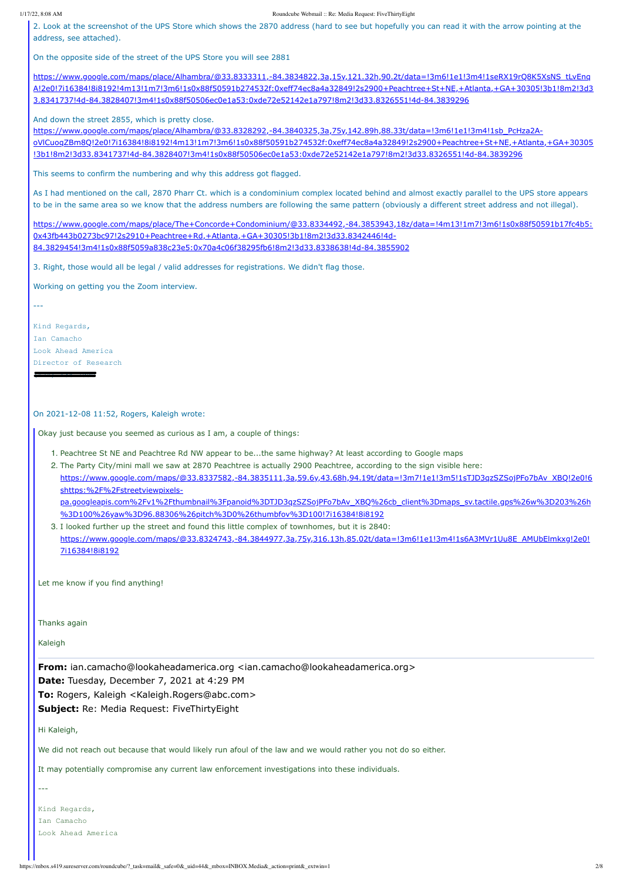2. Look at the screenshot of the UPS Store which shows the 2870 address (hard to see but hopefully you can read it with the arrow pointing at the address, see attached).

On the opposite side of the street of the UPS Store you will see 2881

https://www.google.com/maps/place/Alhambra/@33.8333311,-84.3834822,3a,15y,121.32h,90.2t/data=!3m6!1e1!3m4!1seRX19rQ8K5XsNS_tLvEnqA!2e0!7i16384!8i8192!4m13!1m7!3m6!1s0x88f50591b274532f:0xeff74ec8a4a32849!2s2900+Peachtree+St+NE,+Atlanta,+GA+30305!3b1!8m2!3d33.8341737!4d-84.3828407!3m4!1s0x88f50506ec0e1a53:0xde72e52142e1a797!8m2!3d33.8326551!4d-84.3839296

And down the street 2855, which is pretty close.
https://www.google.com/maps/place/Alhambra/@33.8328292,-84.3840325,3a,75y,142.89h,88.33t/data=!3m6!1e1!3m4!1sb_PcHza2A-oVlCuoqZBm8Q!2e0!7i16384!8i8192!4m13!1m7!3m6!1s0x88f50591b274532f:0xeff74ec8a4a32849!2s2900+Peachtree+St+NE,+Atlanta,+GA+30305!3b1!8m2!3d33.8341737!4d-84.3828407!3m4!1s0x88f50506ec0e1a53:0xde72e52142e1a797!8m2!3d33.8326551!4d-84.3839296

This seems to confirm the numbering and why this address got flagged.

As I had mentioned on the call, 2870 Pharr Ct. which is a condominium complex located behind and almost exactly parallel to the UPS store appears to be in the same area so we know that the address numbers are following the same pattern (obviously a different street address and not illegal).

https://www.google.com/maps/place/The+Concorde+Condominium/@33.8334492,-84.3853943,18z/data=!4m13!1m7!3m6!1s0x88f50591b17fc4b5:0x43fb443b0273bc97!2s2910+Peachtree+Rd,+Atlanta,+GA+30305!3b1!8m2!3d33.8342446!4d-84.3829454!3m4!1s0x88f5059a838c23e5:0x70a4c06f38295fb6!8m2!3d33.8338638!4d-84.3855902

3. Right, those would all be legal / valid addresses for registrations. We didn't flag those.

Working on getting you the Zoom interview.

---

Kind Regards,
Ian Camacho
Look Ahead America
Director of Research

On 2021-12-08 11:52, Rogers, Kaleigh wrote:

Okay just because you seemed as curious as I am, a couple of things:

1. Peachtree St NE and Peachtree Rd NW appear to be...the same highway? At least according to Google maps
2. The Party City/mini mall we saw at 2870 Peachtree is actually 2900 Peachtree, according to the sign visible here: https://www.google.com/maps/@33.8337582,-84.3835111,3a,59.6y,43.68h,94.19t/data=!3m7!1e1!3m5!1sTJD3qzSZSojPFo7bAv_XBQ!2e0!6shttps:%2F%2Fstreetviewpixels-pa.googleapis.com%2Fv1%2Fthumbnail%3Fpanoid%3DTJD3qzSZSojPFo7bAv_XBQ%26cb_client%3Dmaps_sv.tactile.gps%26w%3D203%26h%3D100%26yaw%3D96.88306%26pitch%3D0%26thumbfov%3D100!7i16384!8i8192
3. I looked further up the street and found this little complex of townhomes, but it is 2840: https://www.google.com/maps/@33.8324743,-84.3844977,3a,75y,316.13h,85.02t/data=!3m6!1e1!3m4!1s6A3MVr1Uu8E_AMUbElmkxg!2e0!7i16384!8i8192

Let me know if you find anything!

Thanks again

Kaleigh

**From:** ian.camacho@lookaheadamerica.org <ian.camacho@lookaheadamerica.org>
**Date:** Tuesday, December 7, 2021 at 4:29 PM
**To:** Rogers, Kaleigh <Kaleigh.Rogers@abc.com>
**Subject:** Re: Media Request: FiveThirtyEight

Hi Kaleigh,

We did not reach out because that would likely run afoul of the law and we would rather you not do so either.

It may potentially compromise any current law enforcement investigations into these individuals.

---

Kind Regards,
Ian Camacho
Look Ahead America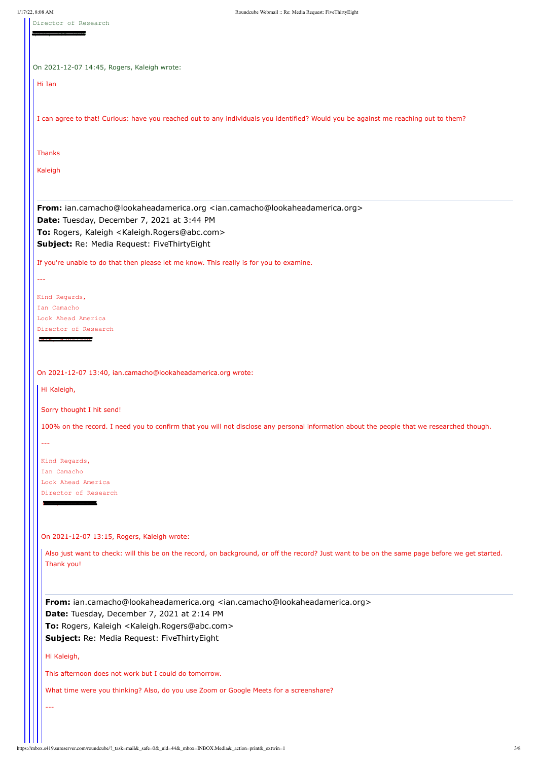Director of Research

On 2021-12-07 14:45, Rogers, Kaleigh wrote:

Hi Ian

I can agree to that! Curious: have you reached out to any individuals you identified? Would you be against me reaching out to them?

Thanks

Kaleigh

**From:** ian.camacho@lookaheadamerica.org <ian.camacho@lookaheadamerica.org>
**Date:** Tuesday, December 7, 2021 at 3:44 PM
**To:** Rogers, Kaleigh <Kaleigh.Rogers@abc.com>
**Subject:** Re: Media Request: FiveThirtyEight

If you're unable to do that then please let me know. This really is for you to examine.

---

Kind Regards,
Ian Camacho
Look Ahead America
Director of Research

On 2021-12-07 13:40, ian.camacho@lookaheadamerica.org wrote:

Hi Kaleigh,

Sorry thought I hit send!

100% on the record. I need you to confirm that you will not disclose any personal information about the people that we researched though.

---

Kind Regards,
Ian Camacho
Look Ahead America
Director of Research

On 2021-12-07 13:15, Rogers, Kaleigh wrote:

Also just want to check: will this be on the record, on background, or off the record? Just want to be on the same page before we get started. Thank you!

**From:** ian.camacho@lookaheadamerica.org <ian.camacho@lookaheadamerica.org>
**Date:** Tuesday, December 7, 2021 at 2:14 PM
**To:** Rogers, Kaleigh <Kaleigh.Rogers@abc.com>
**Subject:** Re: Media Request: FiveThirtyEight

Hi Kaleigh,

This afternoon does not work but I could do tomorrow.

What time were you thinking? Also, do you use Zoom or Google Meets for a screenshare?

---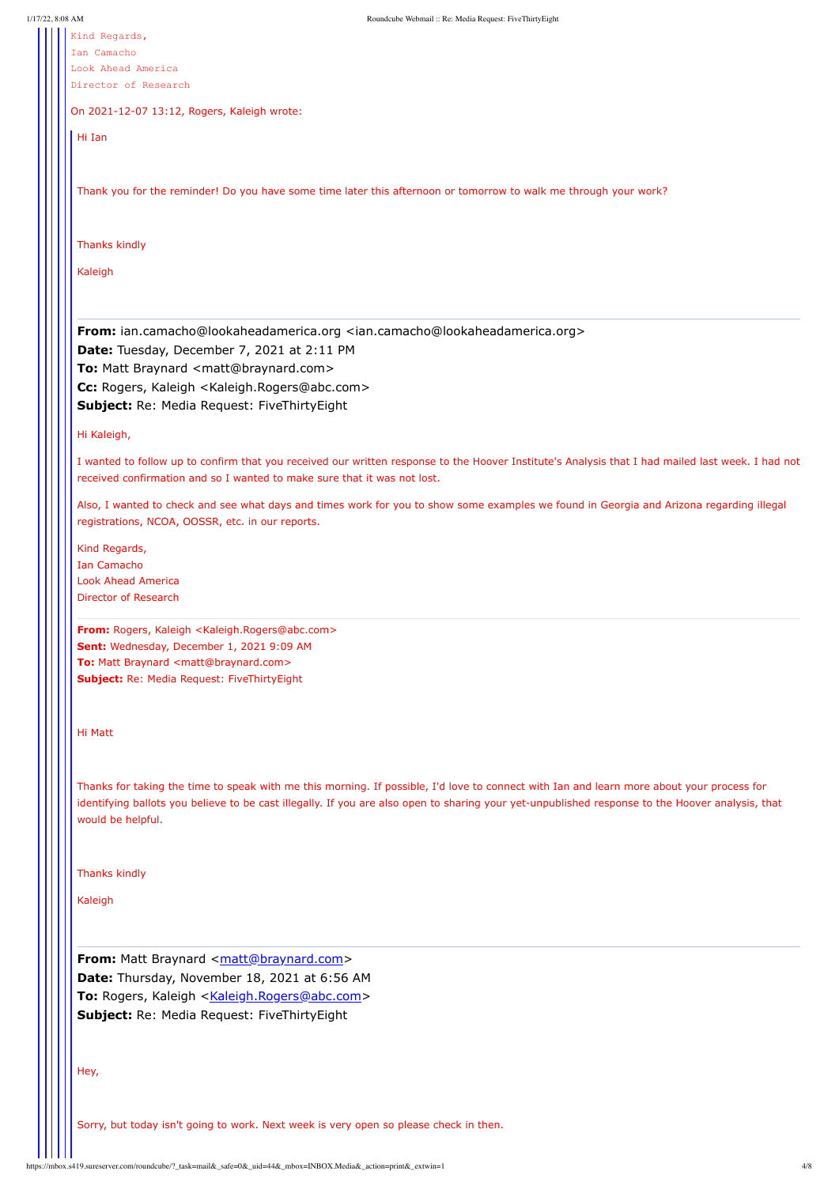Kind Regards,
Ian Camacho
Look Ahead America
Director of Research

On 2021-12-07 13:12, Rogers, Kaleigh wrote:

Hi Ian

Thank you for the reminder! Do you have some time later this afternoon or tomorrow to walk me through your work?

Thanks kindly

Kaleigh

---

**From:** ian.camacho@lookaheadamerica.org <ian.camacho@lookaheadamerica.org>
**Date:** Tuesday, December 7, 2021 at 2:11 PM
**To:** Matt Braynard <matt@braynard.com>
**Cc:** Rogers, Kaleigh <Kaleigh.Rogers@abc.com>
**Subject:** Re: Media Request: FiveThirtyEight

Hi Kaleigh,

I wanted to follow up to confirm that you received our written response to the Hoover Institute's Analysis that I had mailed last week. I had not received confirmation and so I wanted to make sure that it was not lost.

Also, I wanted to check and see what days and times work for you to show some examples we found in Georgia and Arizona regarding illegal registrations, NCOA, OOSSR, etc. in our reports.

Kind Regards,
Ian Camacho
Look Ahead America
Director of Research

---

**From:** Rogers, Kaleigh <Kaleigh.Rogers@abc.com>
**Sent:** Wednesday, December 1, 2021 9:09 AM
**To:** Matt Braynard <matt@braynard.com>
**Subject:** Re: Media Request: FiveThirtyEight

Hi Matt

Thanks for taking the time to speak with me this morning. If possible, I'd love to connect with Ian and learn more about your process for identifying ballots you believe to be cast illegally. If you are also open to sharing your yet-unpublished response to the Hoover analysis, that would be helpful.

Thanks kindly

Kaleigh

---

**From:** Matt Braynard <matt@braynard.com>
**Date:** Thursday, November 18, 2021 at 6:56 AM
**To:** Rogers, Kaleigh <Kaleigh.Rogers@abc.com>
**Subject:** Re: Media Request: FiveThirtyEight

Hey,

Sorry, but today isn't going to work. Next week is very open so please check in then.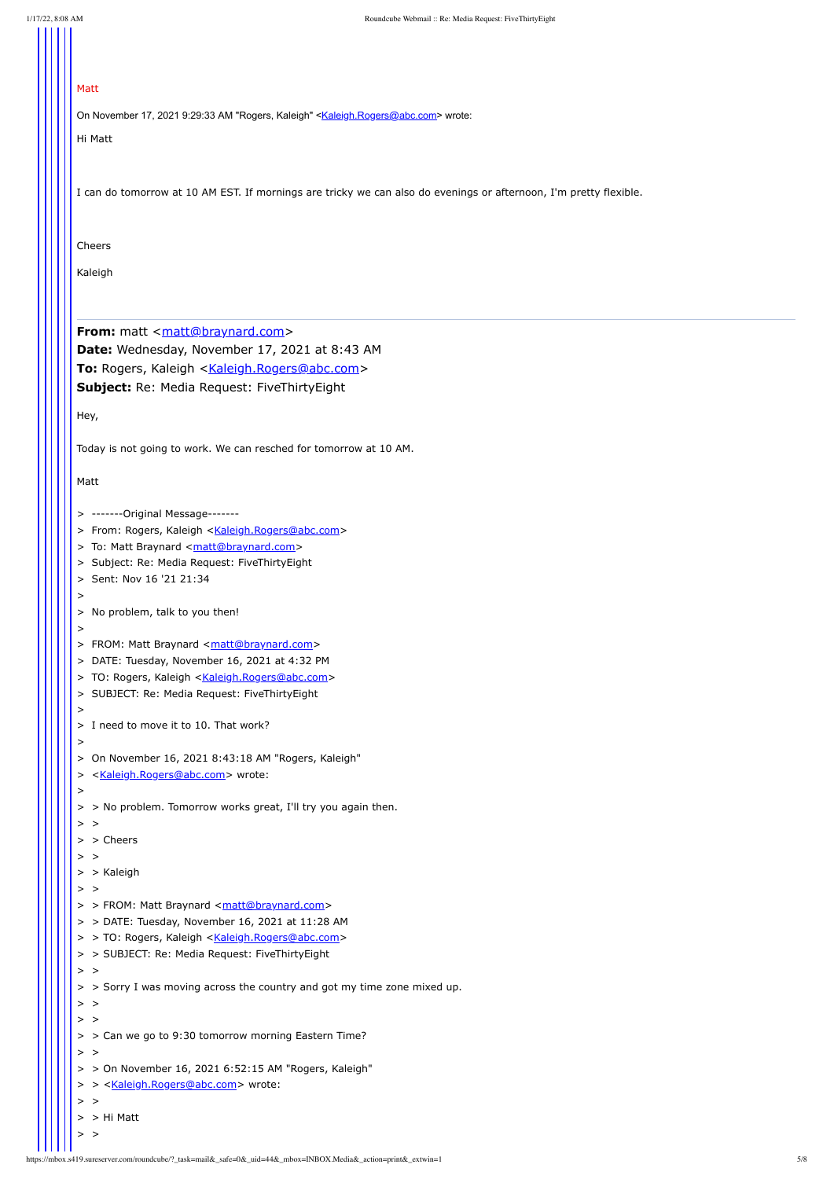Matt

On November 17, 2021 9:29:33 AM "Rogers, Kaleigh" <Kaleigh.Rogers@abc.com> wrote:

Hi Matt

I can do tomorrow at 10 AM EST. If mornings are tricky we can also do evenings or afternoon, I'm pretty flexible.

Cheers

Kaleigh

---

**From:** matt <matt@braynard.com>
**Date:** Wednesday, November 17, 2021 at 8:43 AM
**To:** Rogers, Kaleigh <Kaleigh.Rogers@abc.com>
**Subject:** Re: Media Request: FiveThirtyEight

Hey,

Today is not going to work. We can resched for tomorrow at 10 AM.

Matt

> -------Original Message-------
> From: Rogers, Kaleigh <Kaleigh.Rogers@abc.com>
> To: Matt Braynard <matt@braynard.com>
> Subject: Re: Media Request: FiveThirtyEight
> Sent: Nov 16 '21 21:34
>
> No problem, talk to you then!
>
> FROM: Matt Braynard <matt@braynard.com>
> DATE: Tuesday, November 16, 2021 at 4:32 PM
> TO: Rogers, Kaleigh <Kaleigh.Rogers@abc.com>
> SUBJECT: Re: Media Request: FiveThirtyEight
>
> I need to move it to 10. That work?
>
> On November 16, 2021 8:43:18 AM "Rogers, Kaleigh"
> <Kaleigh.Rogers@abc.com> wrote:
>
> > No problem. Tomorrow works great, I'll try you again then.
> >
> > Cheers
> >
> > Kaleigh
> >
> > FROM: Matt Braynard <matt@braynard.com>
> > DATE: Tuesday, November 16, 2021 at 11:28 AM
> > TO: Rogers, Kaleigh <Kaleigh.Rogers@abc.com>
> > SUBJECT: Re: Media Request: FiveThirtyEight
> >
> > Sorry I was moving across the country and got my time zone mixed up.
> >
> >
> > Can we go to 9:30 tomorrow morning Eastern Time?
> >
> > On November 16, 2021 6:52:15 AM "Rogers, Kaleigh"
> > <Kaleigh.Rogers@abc.com> wrote:
> >
> > Hi Matt
> >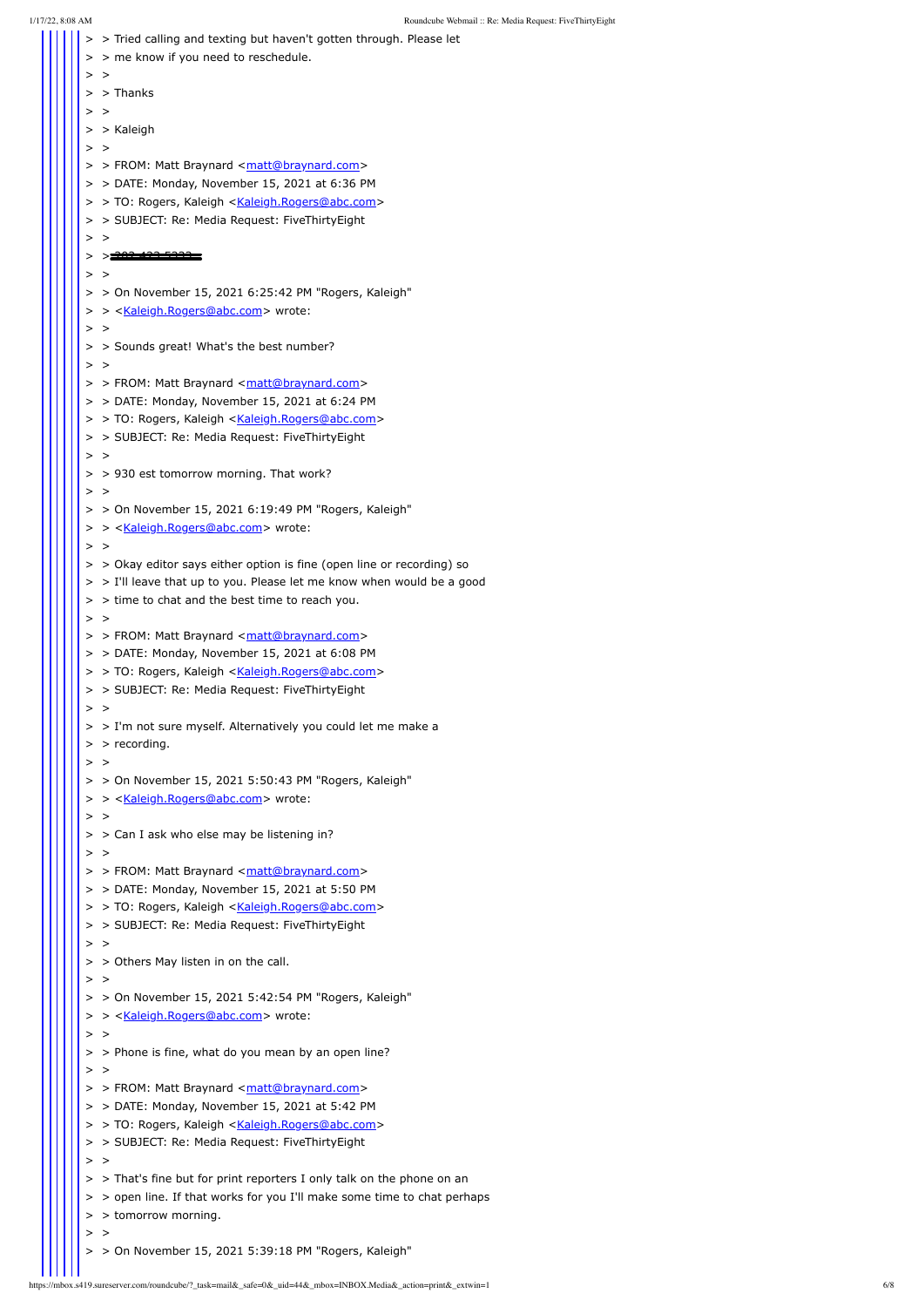> > Tried calling and texting but haven't gotten through. Please let
> > me know if you need to reschedule.
> >
> > Thanks
> >
> > Kaleigh
> >
> > FROM: Matt Braynard <matt@braynard.com>
> > DATE: Monday, November 15, 2021 at 6:36 PM
> > TO: Rogers, Kaleigh <Kaleigh.Rogers@abc.com>
> > SUBJECT: Re: Media Request: FiveThirtyEight
> >
> > ~~[redacted]~~
> >
> > On November 15, 2021 6:25:42 PM "Rogers, Kaleigh"
> > <Kaleigh.Rogers@abc.com> wrote:
> >
> > Sounds great! What's the best number?
> >
> > FROM: Matt Braynard <matt@braynard.com>
> > DATE: Monday, November 15, 2021 at 6:24 PM
> > TO: Rogers, Kaleigh <Kaleigh.Rogers@abc.com>
> > SUBJECT: Re: Media Request: FiveThirtyEight
> >
> > 930 est tomorrow morning. That work?
> >
> > On November 15, 2021 6:19:49 PM "Rogers, Kaleigh"
> > <Kaleigh.Rogers@abc.com> wrote:
> >
> > Okay editor says either option is fine (open line or recording) so
> > I'll leave that up to you. Please let me know when would be a good
> > time to chat and the best time to reach you.
> >
> > FROM: Matt Braynard <matt@braynard.com>
> > DATE: Monday, November 15, 2021 at 6:08 PM
> > TO: Rogers, Kaleigh <Kaleigh.Rogers@abc.com>
> > SUBJECT: Re: Media Request: FiveThirtyEight
> >
> > I'm not sure myself. Alternatively you could let me make a
> > recording.
> >
> > On November 15, 2021 5:50:43 PM "Rogers, Kaleigh"
> > <Kaleigh.Rogers@abc.com> wrote:
> >
> > Can I ask who else may be listening in?
> >
> > FROM: Matt Braynard <matt@braynard.com>
> > DATE: Monday, November 15, 2021 at 5:50 PM
> > TO: Rogers, Kaleigh <Kaleigh.Rogers@abc.com>
> > SUBJECT: Re: Media Request: FiveThirtyEight
> >
> > Others May listen in on the call.
> >
> > On November 15, 2021 5:42:54 PM "Rogers, Kaleigh"
> > <Kaleigh.Rogers@abc.com> wrote:
> >
> > Phone is fine, what do you mean by an open line?
> >
> > FROM: Matt Braynard <matt@braynard.com>
> > DATE: Monday, November 15, 2021 at 5:42 PM
> > TO: Rogers, Kaleigh <Kaleigh.Rogers@abc.com>
> > SUBJECT: Re: Media Request: FiveThirtyEight
> >
> > That's fine but for print reporters I only talk on the phone on an
> > open line. If that works for you I'll make some time to chat perhaps
> > tomorrow morning.
> >
> > On November 15, 2021 5:39:18 PM "Rogers, Kaleigh"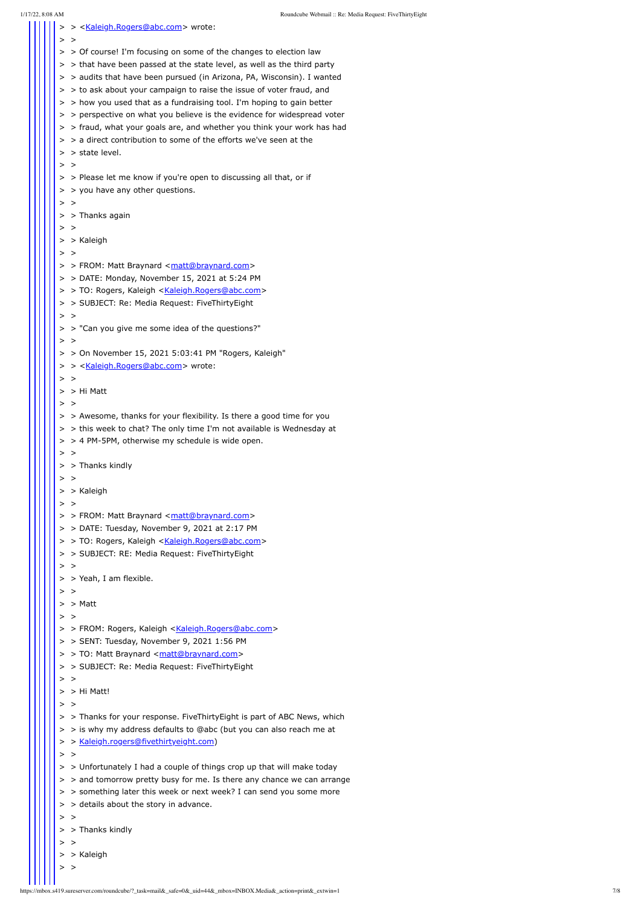> > <Kaleigh.Rogers@abc.com> wrote:
> >
> > Of course! I'm focusing on some of the changes to election law
> > that have been passed at the state level, as well as the third party
> > audits that have been pursued (in Arizona, PA, Wisconsin). I wanted
> > to ask about your campaign to raise the issue of voter fraud, and
> > how you used that as a fundraising tool. I'm hoping to gain better
> > perspective on what you believe is the evidence for widespread voter
> > fraud, what your goals are, and whether you think your work has had
> > a direct contribution to some of the efforts we've seen at the
> > state level.
> >
> > Please let me know if you're open to discussing all that, or if
> > you have any other questions.
> >
> > Thanks again
> >
> > Kaleigh
> >
> > FROM: Matt Braynard <matt@braynard.com>
> > DATE: Monday, November 15, 2021 at 5:24 PM
> > TO: Rogers, Kaleigh <Kaleigh.Rogers@abc.com>
> > SUBJECT: Re: Media Request: FiveThirtyEight
> >
> > "Can you give me some idea of the questions?"
> >
> > On November 15, 2021 5:03:41 PM "Rogers, Kaleigh"
> > <Kaleigh.Rogers@abc.com> wrote:
> >
> > Hi Matt
> >
> > Awesome, thanks for your flexibility. Is there a good time for you
> > this week to chat? The only time I'm not available is Wednesday at
> > 4 PM-5PM, otherwise my schedule is wide open.
> >
> > Thanks kindly
> >
> > Kaleigh
> >
> > FROM: Matt Braynard <matt@braynard.com>
> > DATE: Tuesday, November 9, 2021 at 2:17 PM
> > TO: Rogers, Kaleigh <Kaleigh.Rogers@abc.com>
> > SUBJECT: RE: Media Request: FiveThirtyEight
> >
> > Yeah, I am flexible.
> >
> > Matt
> >
> > FROM: Rogers, Kaleigh <Kaleigh.Rogers@abc.com>
> > SENT: Tuesday, November 9, 2021 1:56 PM
> > TO: Matt Braynard <matt@braynard.com>
> > SUBJECT: Re: Media Request: FiveThirtyEight
> >
> > Hi Matt!
> >
> > Thanks for your response. FiveThirtyEight is part of ABC News, which
> > is why my address defaults to @abc (but you can also reach me at
> > Kaleigh.rogers@fivethirtyeight.com)
> >
> > Unfortunately I had a couple of things crop up that will make today
> > and tomorrow pretty busy for me. Is there any chance we can arrange
> > something later this week or next week? I can send you some more
> > details about the story in advance.
> >
> > Thanks kindly
> >
> > Kaleigh
> >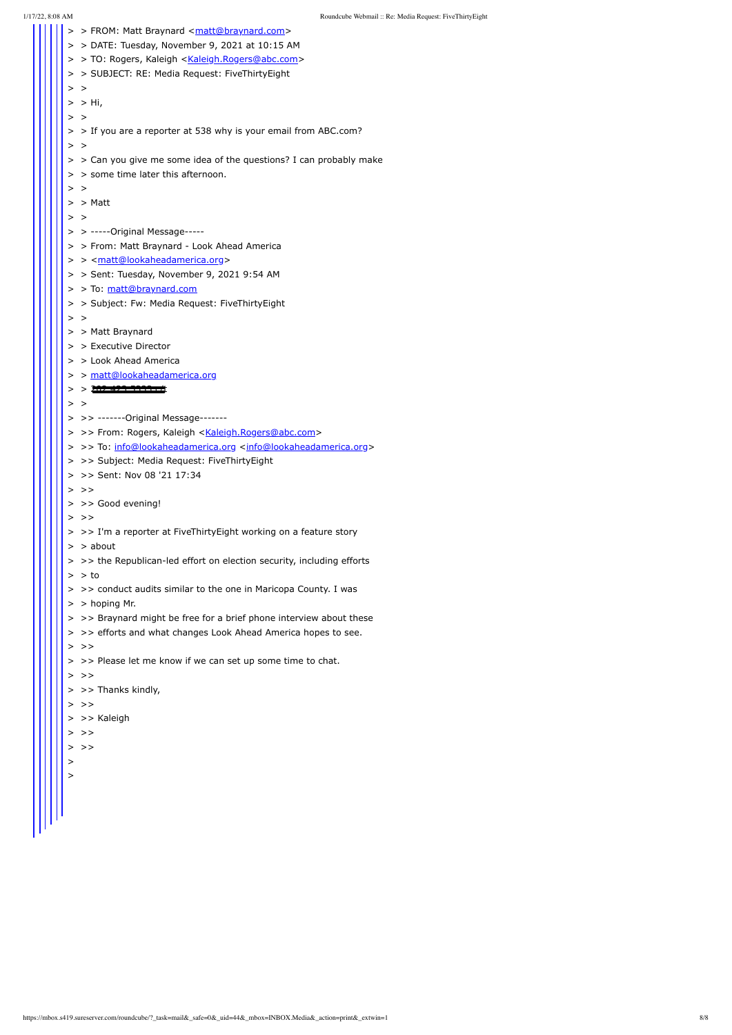> > FROM: Matt Braynard <matt@braynard.com>
> > DATE: Tuesday, November 9, 2021 at 10:15 AM
> > TO: Rogers, Kaleigh <Kaleigh.Rogers@abc.com>
> > SUBJECT: RE: Media Request: FiveThirtyEight
> >
> > Hi,
> >
> > If you are a reporter at 538 why is your email from ABC.com?
> >
> > Can you give me some idea of the questions? I can probably make
> > some time later this afternoon.
> >
> > Matt
> >
> > -----Original Message-----
> > From: Matt Braynard - Look Ahead America
> > <matt@lookaheadamerica.org>
> > Sent: Tuesday, November 9, 2021 9:54 AM
> > To: matt@braynard.com
> > Subject: Fw: Media Request: FiveThirtyEight
> >
> > Matt Braynard
> > Executive Director
> > Look Ahead America
> > matt@lookaheadamerica.org
> > ~~202-423-5353 c~~
> >
> >> -------Original Message-------
> >> From: Rogers, Kaleigh <Kaleigh.Rogers@abc.com>
> >> To: info@lookaheadamerica.org <info@lookaheadamerica.org>
> >> Subject: Media Request: FiveThirtyEight
> >> Sent: Nov 08 '21 17:34
> >>
> >> Good evening!
> >>
> >> I'm a reporter at FiveThirtyEight working on a feature story
> > about
> >> the Republican-led effort on election security, including efforts
> > to
> >> conduct audits similar to the one in Maricopa County. I was
> > hoping Mr.
> >> Braynard might be free for a brief phone interview about these
> >> efforts and what changes Look Ahead America hopes to see.
> >>
> >> Please let me know if we can set up some time to chat.
> >>
> >> Thanks kindly,
> >>
> >> Kaleigh
> >>
> >>
>
>